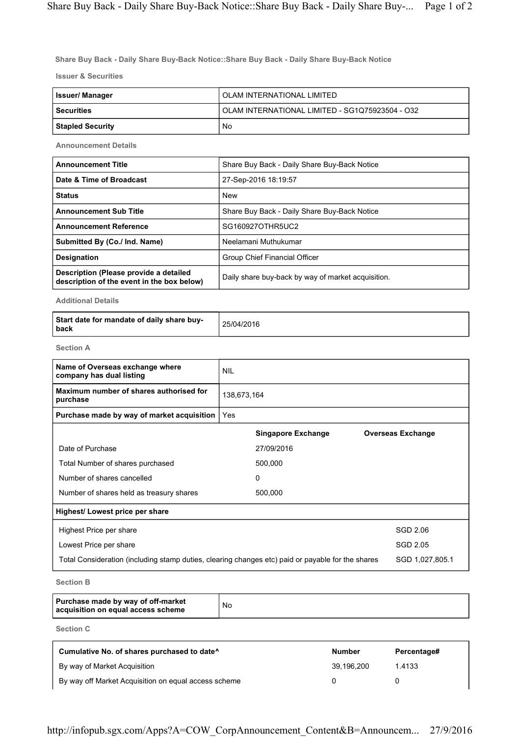## Share Buy Back - Daily Share Buy-Back Notice::Share Buy Back - Daily Share Buy-Back Notice

### Issuer & Securities

| | |
|---|---|
| **Issuer/ Manager** | OLAM INTERNATIONAL LIMITED |
| **Securities** | OLAM INTERNATIONAL LIMITED - SG1Q75923504 - O32 |
| **Stapled Security** | No |

### Announcement Details

| | |
|---|---|
| **Announcement Title** | Share Buy Back - Daily Share Buy-Back Notice |
| **Date & Time of Broadcast** | 27-Sep-2016 18:19:57 |
| **Status** | New |
| **Announcement Sub Title** | Share Buy Back - Daily Share Buy-Back Notice |
| **Announcement Reference** | SG160927OTHR5UC2 |
| **Submitted By (Co./ Ind. Name)** | Neelamani Muthukumar |
| **Designation** | Group Chief Financial Officer |
| **Description (Please provide a detailed description of the event in the box below)** | Daily share buy-back by way of market acquisition. |

### Additional Details

| | |
|---|---|
| **Start date for mandate of daily share buy-back** | 25/04/2016 |

### Section A

| | |
|---|---|
| **Name of Overseas exchange where company has dual listing** | NIL |
| **Maximum number of shares authorised for purchase** | 138,673,164 |
| **Purchase made by way of market acquisition** | Yes |

| | Singapore Exchange | Overseas Exchange |
|---|---|---|
| Date of Purchase | 27/09/2016 | |
| Total Number of shares purchased | 500,000 | |
| Number of shares cancelled | 0 | |
| Number of shares held as treasury shares | 500,000 | |

**Highest/ Lowest price per share**

| | |
|---|---|
| Highest Price per share | SGD 2.06 |
| Lowest Price per share | SGD 2.05 |
| Total Consideration (including stamp duties, clearing changes etc) paid or payable for the shares | SGD 1,027,805.1 |

### Section B

| | |
|---|---|
| **Purchase made by way of off-market acquisition on equal access scheme** | No |

### Section C

| Cumulative No. of shares purchased to date^ | Number | Percentage# |
|---|---|---|
| By way of Market Acquisition | 39,196,200 | 1.4133 |
| By way off Market Acquisition on equal access scheme | 0 | 0 |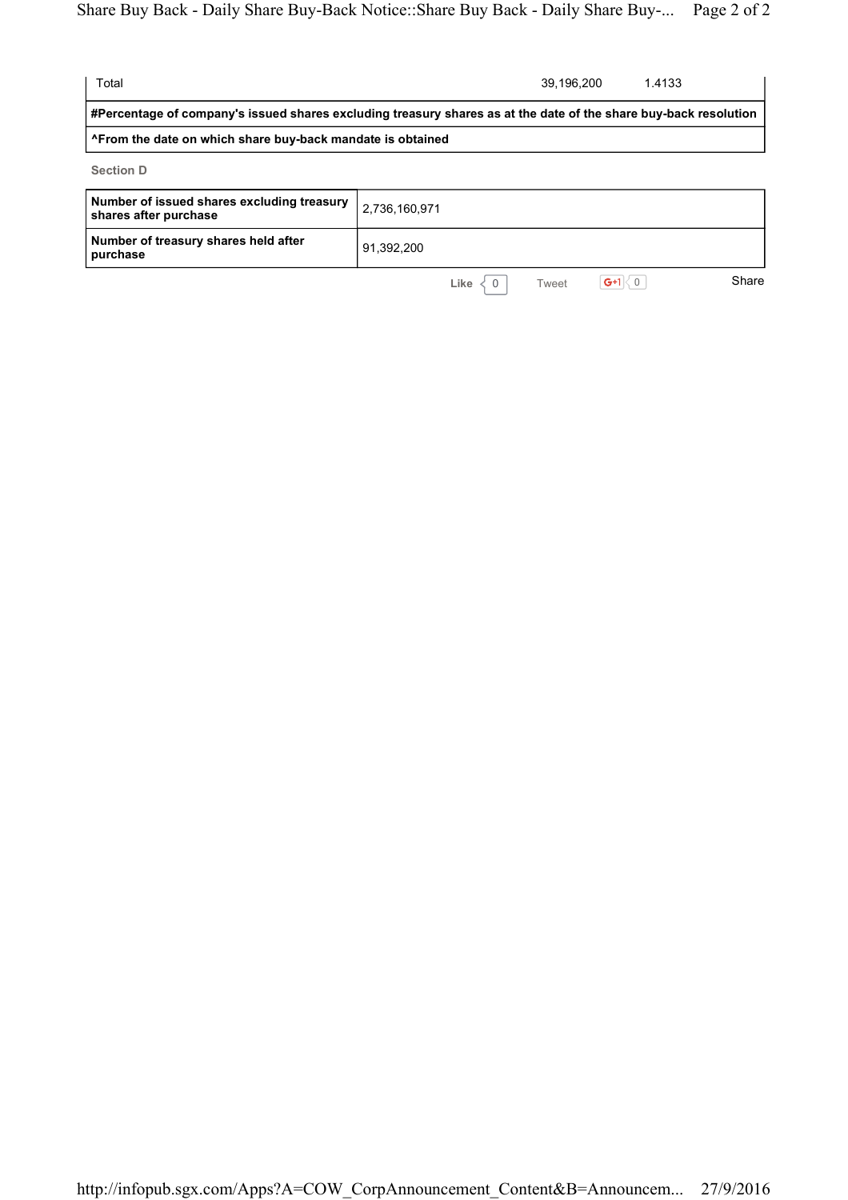| | | | |
|---|---|---|---|
| Total | | 39,196,200 | 1.4133 |
| **#Percentage of company's issued shares excluding treasury shares as at the date of the share buy-back resolution** | | | |
| **^From the date on which share buy-back mandate is obtained** | | | |

**Section D**

| | |
|---|---|
| **Number of issued shares excluding treasury shares after purchase** | 2,736,160,971 |
| **Number of treasury shares held after purchase** | 91,392,200 |

Like 0 Tweet G+1 0 Share